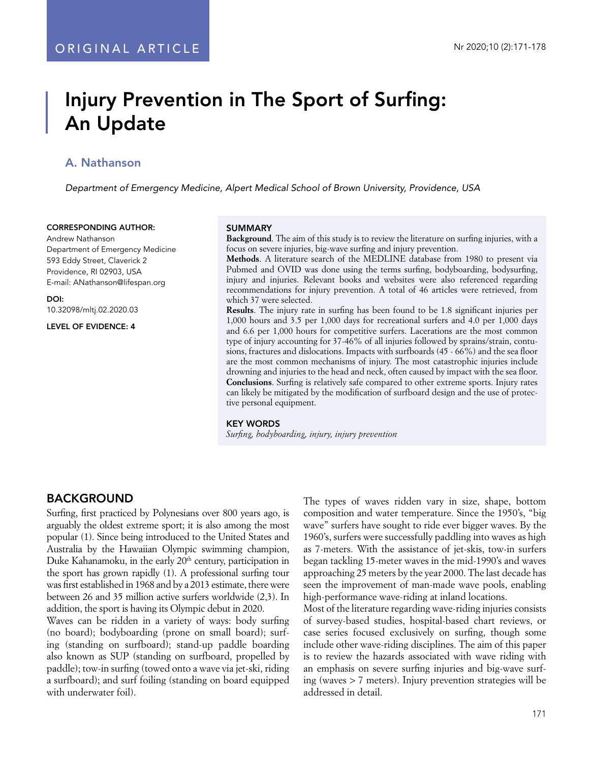ORIGINAL ARTICLE

# Injury Prevention in The Sport of Surfing: An Update

## A. Nathanson

*Department of Emergency Medicine, Alpert Medical School of Brown University, Providence, USA*

**CORRESPONDING AUTHOR:**
Andrew Nathanson
Department of Emergency Medicine
593 Eddy Street, Claverick 2
Providence, RI 02903, USA
E-mail: ANathanson@lifespan.org

**DOI:**
10.32098/mltj.02.2020.03

**LEVEL OF EVIDENCE: 4**

### SUMMARY

**Background**. The aim of this study is to review the literature on surfing injuries, with a focus on severe injuries, big-wave surfing and injury prevention.

**Methods**. A literature search of the MEDLINE database from 1980 to present via Pubmed and OVID was done using the terms surfing, bodyboarding, bodysurfing, injury and injuries. Relevant books and websites were also referenced regarding recommendations for injury prevention. A total of 46 articles were retrieved, from which 37 were selected.

**Results**. The injury rate in surfing has been found to be 1.8 significant injuries per 1,000 hours and 3.5 per 1,000 days for recreational surfers and 4.0 per 1,000 days and 6.6 per 1,000 hours for competitive surfers. Lacerations are the most common type of injury accounting for 37-46% of all injuries followed by sprains/strain, contusions, fractures and dislocations. Impacts with surfboards (45 - 66%) and the sea floor are the most common mechanisms of injury. The most catastrophic injuries include drowning and injuries to the head and neck, often caused by impact with the sea floor.

**Conclusions**. Surfing is relatively safe compared to other extreme sports. Injury rates can likely be mitigated by the modification of surfboard design and the use of protective personal equipment.

### KEY WORDS

*Surfing, bodyboarding, injury, injury prevention*

## BACKGROUND

Surfing, first practiced by Polynesians over 800 years ago, is arguably the oldest extreme sport; it is also among the most popular (1). Since being introduced to the United States and Australia by the Hawaiian Olympic swimming champion, Duke Kahanamoku, in the early 20th century, participation in the sport has grown rapidly (1). A professional surfing tour was first established in 1968 and by a 2013 estimate, there were between 26 and 35 million active surfers worldwide (2,3). In addition, the sport is having its Olympic debut in 2020.

Waves can be ridden in a variety of ways: body surfing (no board); bodyboarding (prone on small board); surfing (standing on surfboard); stand-up paddle boarding also known as SUP (standing on surfboard, propelled by paddle); tow-in surfing (towed onto a wave via jet-ski, riding a surfboard); and surf foiling (standing on board equipped with underwater foil).

The types of waves ridden vary in size, shape, bottom composition and water temperature. Since the 1950's, "big wave" surfers have sought to ride ever bigger waves. By the 1960's, surfers were successfully paddling into waves as high as 7-meters. With the assistance of jet-skis, tow-in surfers began tackling 15-meter waves in the mid-1990's and waves approaching 25 meters by the year 2000. The last decade has seen the improvement of man-made wave pools, enabling high-performance wave-riding at inland locations.

Most of the literature regarding wave-riding injuries consists of survey-based studies, hospital-based chart reviews, or case series focused exclusively on surfing, though some include other wave-riding disciplines. The aim of this paper is to review the hazards associated with wave riding with an emphasis on severe surfing injuries and big-wave surfing (waves > 7 meters). Injury prevention strategies will be addressed in detail.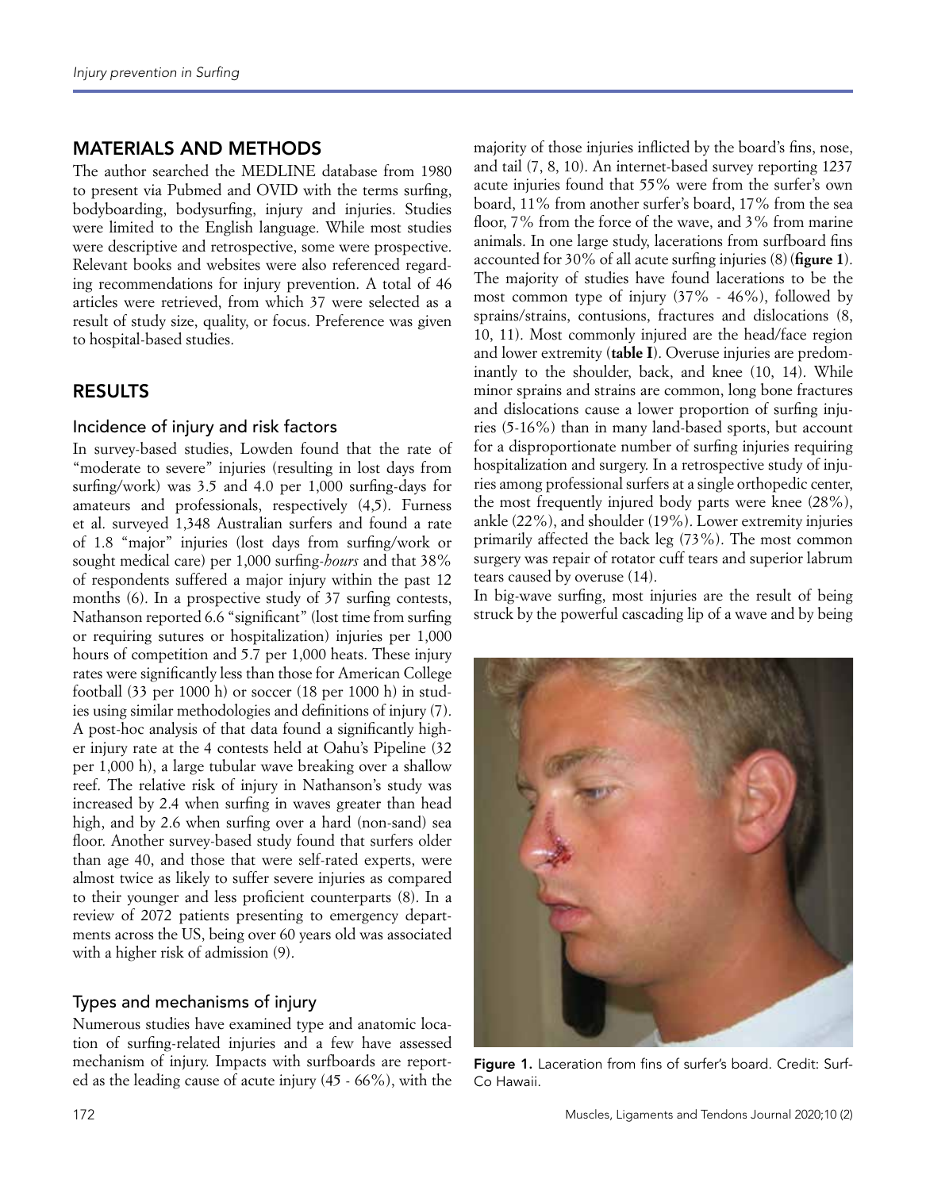## MATERIALS AND METHODS

The author searched the MEDLINE database from 1980 to present via Pubmed and OVID with the terms surfing, bodyboarding, bodysurfing, injury and injuries. Studies were limited to the English language. While most studies were descriptive and retrospective, some were prospective. Relevant books and websites were also referenced regarding recommendations for injury prevention. A total of 46 articles were retrieved, from which 37 were selected as a result of study size, quality, or focus. Preference was given to hospital-based studies.

## RESULTS

### Incidence of injury and risk factors

In survey-based studies, Lowden found that the rate of "moderate to severe" injuries (resulting in lost days from surfing/work) was 3.5 and 4.0 per 1,000 surfing-days for amateurs and professionals, respectively (4,5). Furness et al. surveyed 1,348 Australian surfers and found a rate of 1.8 "major" injuries (lost days from surfing/work or sought medical care) per 1,000 surfing-*hours* and that 38% of respondents suffered a major injury within the past 12 months (6). In a prospective study of 37 surfing contests, Nathanson reported 6.6 "significant" (lost time from surfing or requiring sutures or hospitalization) injuries per 1,000 hours of competition and 5.7 per 1,000 heats. These injury rates were significantly less than those for American College football (33 per 1000 h) or soccer (18 per 1000 h) in studies using similar methodologies and definitions of injury (7). A post-hoc analysis of that data found a significantly higher injury rate at the 4 contests held at Oahu's Pipeline (32 per 1,000 h), a large tubular wave breaking over a shallow reef. The relative risk of injury in Nathanson's study was increased by 2.4 when surfing in waves greater than head high, and by 2.6 when surfing over a hard (non-sand) sea floor. Another survey-based study found that surfers older than age 40, and those that were self-rated experts, were almost twice as likely to suffer severe injuries as compared to their younger and less proficient counterparts (8). In a review of 2072 patients presenting to emergency departments across the US, being over 60 years old was associated with a higher risk of admission (9).

### Types and mechanisms of injury

Numerous studies have examined type and anatomic location of surfing-related injuries and a few have assessed mechanism of injury. Impacts with surfboards are reported as the leading cause of acute injury (45 - 66%), with the majority of those injuries inflicted by the board's fins, nose, and tail (7, 8, 10). An internet-based survey reporting 1237 acute injuries found that 55% were from the surfer's own board, 11% from another surfer's board, 17% from the sea floor, 7% from the force of the wave, and 3% from marine animals. In one large study, lacerations from surfboard fins accounted for 30% of all acute surfing injuries (8) (**figure 1**). The majority of studies have found lacerations to be the most common type of injury (37% - 46%), followed by sprains/strains, contusions, fractures and dislocations (8, 10, 11). Most commonly injured are the head/face region and lower extremity (**table I**). Overuse injuries are predominantly to the shoulder, back, and knee (10, 14). While minor sprains and strains are common, long bone fractures and dislocations cause a lower proportion of surfing injuries (5-16%) than in many land-based sports, but account for a disproportionate number of surfing injuries requiring hospitalization and surgery. In a retrospective study of injuries among professional surfers at a single orthopedic center, the most frequently injured body parts were knee (28%), ankle (22%), and shoulder (19%). Lower extremity injuries primarily affected the back leg (73%). The most common surgery was repair of rotator cuff tears and superior labrum tears caused by overuse (14).

In big-wave surfing, most injuries are the result of being struck by the powerful cascading lip of a wave and by being

Figure 1. Laceration from fins of surfer's board. Credit: Surf-Co Hawaii.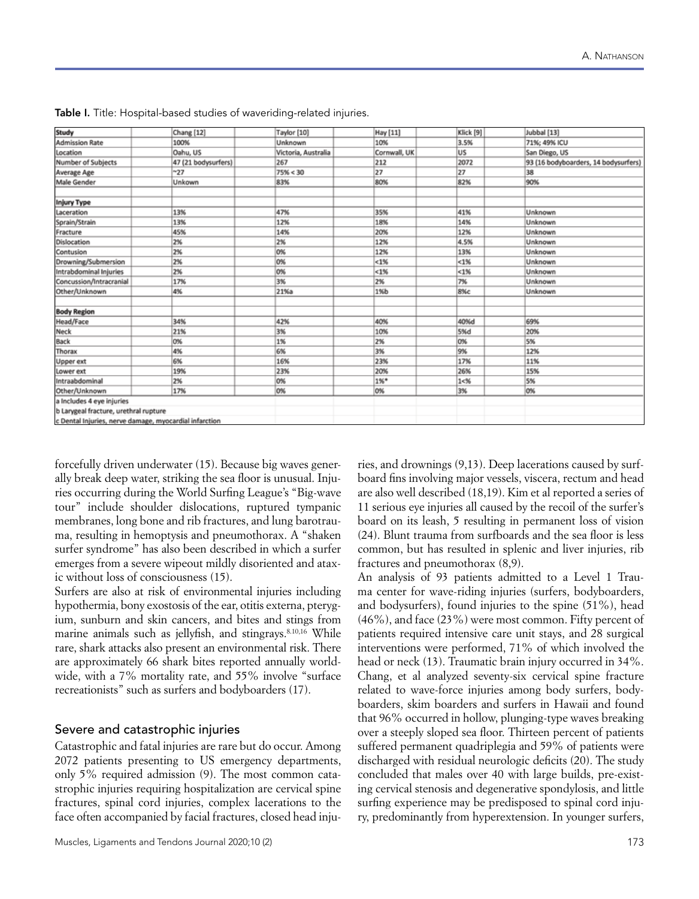**Table I.** Title: Hospital-based studies of waveriding-related injuries.

| Study | Chang [12] | Taylor [10] | Hay [11] | Klick [9] | Jubbal [13] |
|---|---|---|---|---|---|
| Admission Rate | 100% | Unknown | 10% | 3.5% | 71%; 49% ICU |
| Location | Oahu, US | Victoria, Australia | Cornwall, UK | US | San Diego, US |
| Number of Subjects | 47 (21 bodysurfers) | 267 | 212 | 2072 | 93 (16 bodyboarders, 14 bodysurfers) |
| Average Age | ~27 | 75% < 30 | 27 | 27 | 38 |
| Male Gender | Unkown | 83% | 80% | 82% | 90% |
| | | | | | |
| **Injury Type** | | | | | |
| Laceration | 13% | 47% | 35% | 41% | Unknown |
| Sprain/Strain | 13% | 12% | 18% | 14% | Unknown |
| Fracture | 45% | 14% | 20% | 12% | Unknown |
| Dislocation | 2% | 2% | 12% | 4.5% | Unknown |
| Contusion | 2% | 0% | 12% | 13% | Unknown |
| Drowning/Submersion | 2% | 0% | <1% | <1% | Unknown |
| Intrabdominal Injuries | 2% | 0% | <1% | <1% | Unknown |
| Concussion/Intracranial | 17% | 3% | 2% | 7% | Unknown |
| Other/Unknown | 4% | 21%a | 1%b | 8%c | Unknown |
| | | | | | |
| **Body Region** | | | | | |
| Head/Face | 34% | 42% | 40% | 40%d | 69% |
| Neck | 21% | 3% | 10% | 5%d | 20% |
| Back | 0% | 1% | 2% | 0% | 5% |
| Thorax | 4% | 6% | 3% | 9% | 12% |
| Upper ext | 6% | 16% | 23% | 17% | 11% |
| Lower ext | 19% | 23% | 20% | 26% | 15% |
| Intraabdominal | 2% | 0% | 1%* | 1<% | 5% |
| Other/Unknown | 17% | 0% | 0% | 3% | 0% |

a Includes 4 eye injuries
b Larygeal fracture, urethral rupture
c Dental Injuries, nerve damage, myocardial infarction

forcefully driven underwater (15). Because big waves generally break deep water, striking the sea floor is unusual. Injuries occurring during the World Surfing League's "Big-wave tour" include shoulder dislocations, ruptured tympanic membranes, long bone and rib fractures, and lung barotrauma, resulting in hemoptysis and pneumothorax. A "shaken surfer syndrome" has also been described in which a surfer emerges from a severe wipeout mildly disoriented and ataxic without loss of consciousness (15).

Surfers are also at risk of environmental injuries including hypothermia, bony exostosis of the ear, otitis externa, pterygium, sunburn and skin cancers, and bites and stings from marine animals such as jellyfish, and stingrays.[8,10,16] While rare, shark attacks also present an environmental risk. There are approximately 66 shark bites reported annually worldwide, with a 7% mortality rate, and 55% involve "surface recreationists" such as surfers and bodyboarders (17).

## Severe and catastrophic injuries

Catastrophic and fatal injuries are rare but do occur. Among 2072 patients presenting to US emergency departments, only 5% required admission (9). The most common catastrophic injuries requiring hospitalization are cervical spine fractures, spinal cord injuries, complex lacerations to the face often accompanied by facial fractures, closed head injuries, and drownings (9,13). Deep lacerations caused by surfboard fins involving major vessels, viscera, rectum and head are also well described (18,19). Kim et al reported a series of 11 serious eye injuries all caused by the recoil of the surfer's board on its leash, 5 resulting in permanent loss of vision (24). Blunt trauma from surfboards and the sea floor is less common, but has resulted in splenic and liver injuries, rib fractures and pneumothorax (8,9).

An analysis of 93 patients admitted to a Level 1 Trauma center for wave-riding injuries (surfers, bodyboarders, and bodysurfers), found injuries to the spine (51%), head (46%), and face (23%) were most common. Fifty percent of patients required intensive care unit stays, and 28 surgical interventions were performed, 71% of which involved the head or neck (13). Traumatic brain injury occurred in 34%. Chang, et al analyzed seventy-six cervical spine fracture related to wave-force injuries among body surfers, bodyboarders, skim boarders and surfers in Hawaii and found that 96% occurred in hollow, plunging-type waves breaking over a steeply sloped sea floor. Thirteen percent of patients suffered permanent quadriplegia and 59% of patients were discharged with residual neurologic deficits (20). The study concluded that males over 40 with large builds, pre-existing cervical stenosis and degenerative spondylosis, and little surfing experience may be predisposed to spinal cord injury, predominantly from hyperextension. In younger surfers,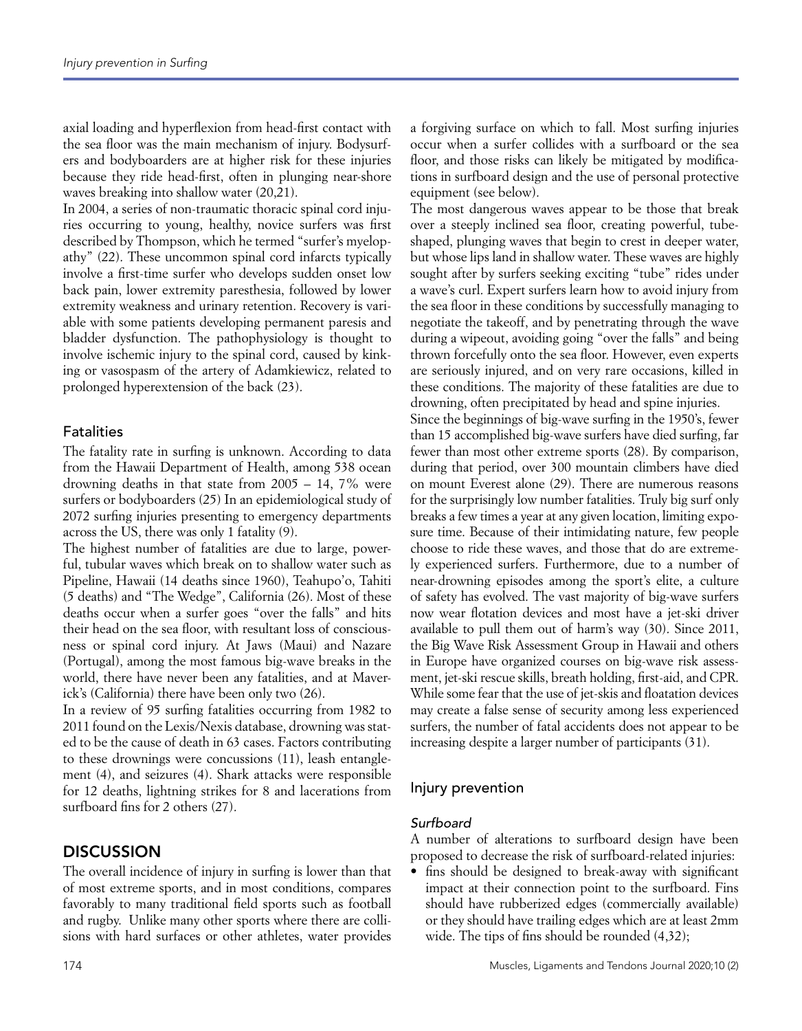axial loading and hyperflexion from head-first contact with the sea floor was the main mechanism of injury. Bodysurfers and bodyboarders are at higher risk for these injuries because they ride head-first, often in plunging near-shore waves breaking into shallow water (20,21).

In 2004, a series of non-traumatic thoracic spinal cord injuries occurring to young, healthy, novice surfers was first described by Thompson, which he termed "surfer's myelopathy" (22). These uncommon spinal cord infarcts typically involve a first-time surfer who develops sudden onset low back pain, lower extremity paresthesia, followed by lower extremity weakness and urinary retention. Recovery is variable with some patients developing permanent paresis and bladder dysfunction. The pathophysiology is thought to involve ischemic injury to the spinal cord, caused by kinking or vasospasm of the artery of Adamkiewicz, related to prolonged hyperextension of the back (23).

### Fatalities

The fatality rate in surfing is unknown. According to data from the Hawaii Department of Health, among 538 ocean drowning deaths in that state from 2005 – 14, 7% were surfers or bodyboarders (25) In an epidemiological study of 2072 surfing injuries presenting to emergency departments across the US, there was only 1 fatality (9).

The highest number of fatalities are due to large, powerful, tubular waves which break on to shallow water such as Pipeline, Hawaii (14 deaths since 1960), Teahupo'o, Tahiti (5 deaths) and "The Wedge", California (26). Most of these deaths occur when a surfer goes "over the falls" and hits their head on the sea floor, with resultant loss of consciousness or spinal cord injury. At Jaws (Maui) and Nazare (Portugal), among the most famous big-wave breaks in the world, there have never been any fatalities, and at Maverick's (California) there have been only two (26).

In a review of 95 surfing fatalities occurring from 1982 to 2011 found on the Lexis/Nexis database, drowning was stated to be the cause of death in 63 cases. Factors contributing to these drownings were concussions (11), leash entanglement (4), and seizures (4). Shark attacks were responsible for 12 deaths, lightning strikes for 8 and lacerations from surfboard fins for 2 others (27).

## DISCUSSION

The overall incidence of injury in surfing is lower than that of most extreme sports, and in most conditions, compares favorably to many traditional field sports such as football and rugby. Unlike many other sports where there are collisions with hard surfaces or other athletes, water provides a forgiving surface on which to fall. Most surfing injuries occur when a surfer collides with a surfboard or the sea floor, and those risks can likely be mitigated by modifications in surfboard design and the use of personal protective equipment (see below).

The most dangerous waves appear to be those that break over a steeply inclined sea floor, creating powerful, tube-shaped, plunging waves that begin to crest in deeper water, but whose lips land in shallow water. These waves are highly sought after by surfers seeking exciting "tube" rides under a wave's curl. Expert surfers learn how to avoid injury from the sea floor in these conditions by successfully managing to negotiate the takeoff, and by penetrating through the wave during a wipeout, avoiding going "over the falls" and being thrown forcefully onto the sea floor. However, even experts are seriously injured, and on very rare occasions, killed in these conditions. The majority of these fatalities are due to drowning, often precipitated by head and spine injuries.

Since the beginnings of big-wave surfing in the 1950's, fewer than 15 accomplished big-wave surfers have died surfing, far fewer than most other extreme sports (28). By comparison, during that period, over 300 mountain climbers have died on mount Everest alone (29). There are numerous reasons for the surprisingly low number fatalities. Truly big surf only breaks a few times a year at any given location, limiting exposure time. Because of their intimidating nature, few people choose to ride these waves, and those that do are extremely experienced surfers. Furthermore, due to a number of near-drowning episodes among the sport's elite, a culture of safety has evolved. The vast majority of big-wave surfers now wear flotation devices and most have a jet-ski driver available to pull them out of harm's way (30). Since 2011, the Big Wave Risk Assessment Group in Hawaii and others in Europe have organized courses on big-wave risk assessment, jet-ski rescue skills, breath holding, first-aid, and CPR. While some fear that the use of jet-skis and floatation devices may create a false sense of security among less experienced surfers, the number of fatal accidents does not appear to be increasing despite a larger number of participants (31).

### Injury prevention

#### *Surfboard*

A number of alterations to surfboard design have been proposed to decrease the risk of surfboard-related injuries:

- fins should be designed to break-away with significant impact at their connection point to the surfboard. Fins should have rubberized edges (commercially available) or they should have trailing edges which are at least 2mm wide. The tips of fins should be rounded (4,32);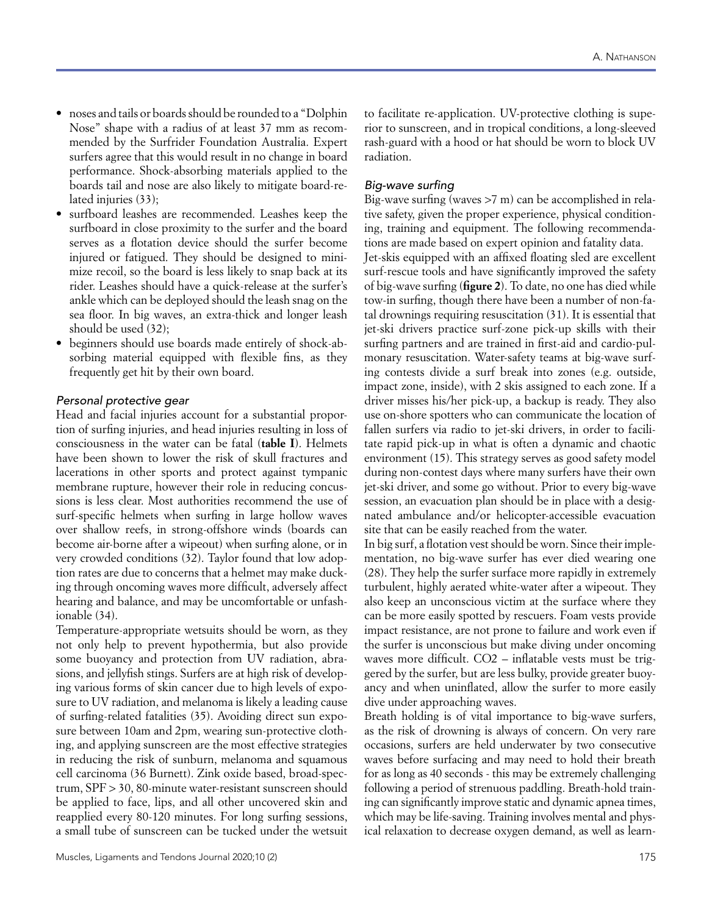- noses and tails or boards should be rounded to a "Dolphin Nose" shape with a radius of at least 37 mm as recommended by the Surfrider Foundation Australia. Expert surfers agree that this would result in no change in board performance. Shock-absorbing materials applied to the boards tail and nose are also likely to mitigate board-related injuries (33);
- surfboard leashes are recommended. Leashes keep the surfboard in close proximity to the surfer and the board serves as a flotation device should the surfer become injured or fatigued. They should be designed to minimize recoil, so the board is less likely to snap back at its rider. Leashes should have a quick-release at the surfer's ankle which can be deployed should the leash snag on the sea floor. In big waves, an extra-thick and longer leash should be used (32);
- beginners should use boards made entirely of shock-absorbing material equipped with flexible fins, as they frequently get hit by their own board.

### *Personal protective gear*

Head and facial injuries account for a substantial proportion of surfing injuries, and head injuries resulting in loss of consciousness in the water can be fatal (**table I**). Helmets have been shown to lower the risk of skull fractures and lacerations in other sports and protect against tympanic membrane rupture, however their role in reducing concussions is less clear. Most authorities recommend the use of surf-specific helmets when surfing in large hollow waves over shallow reefs, in strong-offshore winds (boards can become air-borne after a wipeout) when surfing alone, or in very crowded conditions (32). Taylor found that low adoption rates are due to concerns that a helmet may make ducking through oncoming waves more difficult, adversely affect hearing and balance, and may be uncomfortable or unfashionable (34).

Temperature-appropriate wetsuits should be worn, as they not only help to prevent hypothermia, but also provide some buoyancy and protection from UV radiation, abrasions, and jellyfish stings. Surfers are at high risk of developing various forms of skin cancer due to high levels of exposure to UV radiation, and melanoma is likely a leading cause of surfing-related fatalities (35). Avoiding direct sun exposure between 10am and 2pm, wearing sun-protective clothing, and applying sunscreen are the most effective strategies in reducing the risk of sunburn, melanoma and squamous cell carcinoma (36 Burnett). Zink oxide based, broad-spectrum, SPF > 30, 80-minute water-resistant sunscreen should be applied to face, lips, and all other uncovered skin and reapplied every 80-120 minutes. For long surfing sessions, a small tube of sunscreen can be tucked under the wetsuit to facilitate re-application. UV-protective clothing is superior to sunscreen, and in tropical conditions, a long-sleeved rash-guard with a hood or hat should be worn to block UV radiation.

### *Big-wave surfing*

Big-wave surfing (waves >7 m) can be accomplished in relative safety, given the proper experience, physical conditioning, training and equipment. The following recommendations are made based on expert opinion and fatality data.

Jet-skis equipped with an affixed floating sled are excellent surf-rescue tools and have significantly improved the safety of big-wave surfing (**figure 2**). To date, no one has died while tow-in surfing, though there have been a number of non-fatal drownings requiring resuscitation (31). It is essential that jet-ski drivers practice surf-zone pick-up skills with their surfing partners and are trained in first-aid and cardio-pulmonary resuscitation. Water-safety teams at big-wave surfing contests divide a surf break into zones (e.g. outside, impact zone, inside), with 2 skis assigned to each zone. If a driver misses his/her pick-up, a backup is ready. They also use on-shore spotters who can communicate the location of fallen surfers via radio to jet-ski drivers, in order to facilitate rapid pick-up in what is often a dynamic and chaotic environment (15). This strategy serves as good safety model during non-contest days where many surfers have their own jet-ski driver, and some go without. Prior to every big-wave session, an evacuation plan should be in place with a designated ambulance and/or helicopter-accessible evacuation site that can be easily reached from the water.

In big surf, a flotation vest should be worn. Since their implementation, no big-wave surfer has ever died wearing one (28). They help the surfer surface more rapidly in extremely turbulent, highly aerated white-water after a wipeout. They also keep an unconscious victim at the surface where they can be more easily spotted by rescuers. Foam vests provide impact resistance, are not prone to failure and work even if the surfer is unconscious but make diving under oncoming waves more difficult. $CO_2$ – inflatable vests must be triggered by the surfer, but are less bulky, provide greater buoyancy and when uninflated, allow the surfer to more easily dive under approaching waves.

Breath holding is of vital importance to big-wave surfers, as the risk of drowning is always of concern. On very rare occasions, surfers are held underwater by two consecutive waves before surfacing and may need to hold their breath for as long as 40 seconds - this may be extremely challenging following a period of strenuous paddling. Breath-hold training can significantly improve static and dynamic apnea times, which may be life-saving. Training involves mental and physical relaxation to decrease oxygen demand, as well as learn-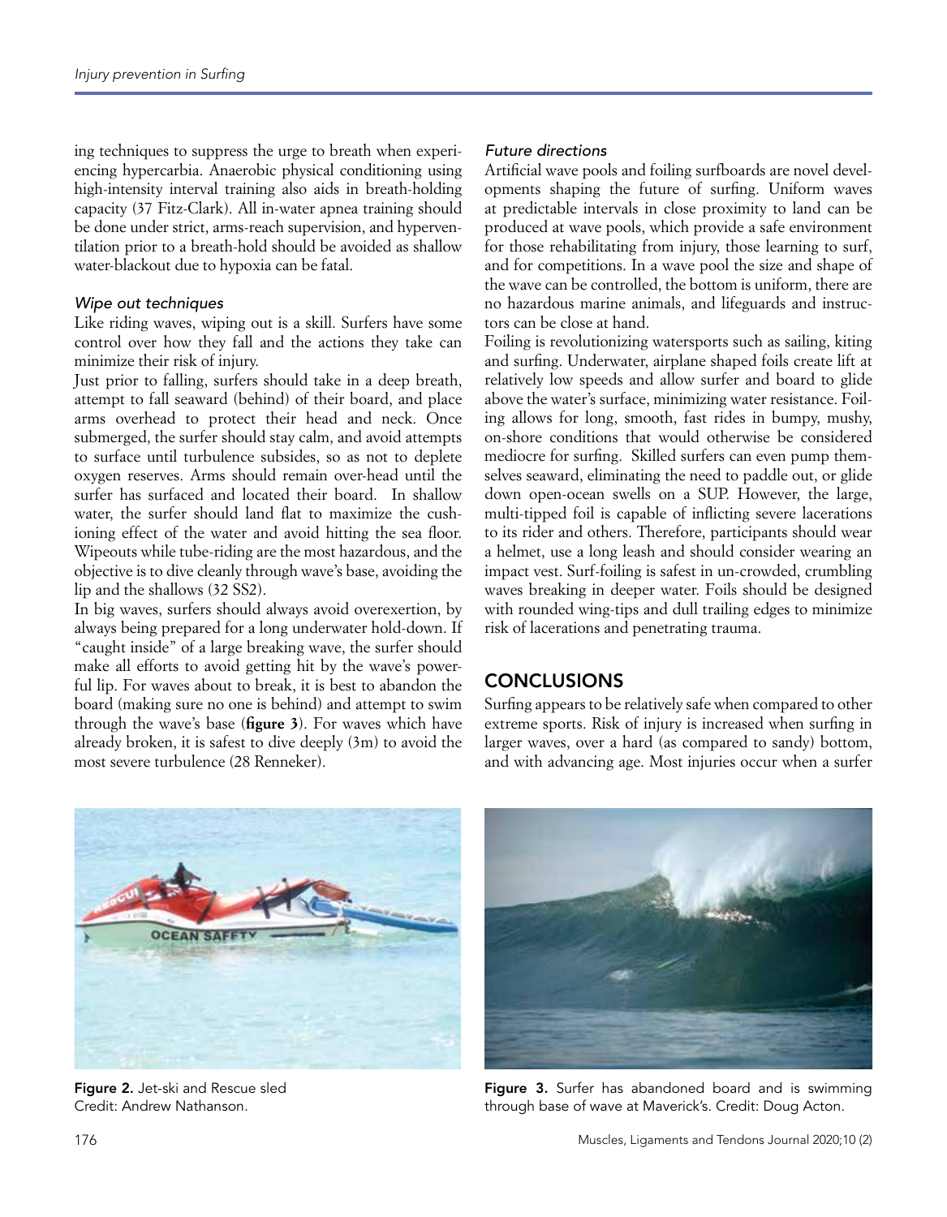ing techniques to suppress the urge to breath when experiencing hypercarbia. Anaerobic physical conditioning using high-intensity interval training also aids in breath-holding capacity (37 Fitz-Clark). All in-water apnea training should be done under strict, arms-reach supervision, and hyperventilation prior to a breath-hold should be avoided as shallow water-blackout due to hypoxia can be fatal.

### *Wipe out techniques*

Like riding waves, wiping out is a skill. Surfers have some control over how they fall and the actions they take can minimize their risk of injury.

Just prior to falling, surfers should take in a deep breath, attempt to fall seaward (behind) of their board, and place arms overhead to protect their head and neck. Once submerged, the surfer should stay calm, and avoid attempts to surface until turbulence subsides, so as not to deplete oxygen reserves. Arms should remain over-head until the surfer has surfaced and located their board. In shallow water, the surfer should land flat to maximize the cushioning effect of the water and avoid hitting the sea floor. Wipeouts while tube-riding are the most hazardous, and the objective is to dive cleanly through wave's base, avoiding the lip and the shallows (32 SS2).

In big waves, surfers should always avoid overexertion, by always being prepared for a long underwater hold-down. If "caught inside" of a large breaking wave, the surfer should make all efforts to avoid getting hit by the wave's powerful lip. For waves about to break, it is best to abandon the board (making sure no one is behind) and attempt to swim through the wave's base (**figure 3**). For waves which have already broken, it is safest to dive deeply (3m) to avoid the most severe turbulence (28 Renneker).

### *Future directions*

Artificial wave pools and foiling surfboards are novel developments shaping the future of surfing. Uniform waves at predictable intervals in close proximity to land can be produced at wave pools, which provide a safe environment for those rehabilitating from injury, those learning to surf, and for competitions. In a wave pool the size and shape of the wave can be controlled, the bottom is uniform, there are no hazardous marine animals, and lifeguards and instructors can be close at hand.

Foiling is revolutionizing watersports such as sailing, kiting and surfing. Underwater, airplane shaped foils create lift at relatively low speeds and allow surfer and board to glide above the water's surface, minimizing water resistance. Foiling allows for long, smooth, fast rides in bumpy, mushy, on-shore conditions that would otherwise be considered mediocre for surfing. Skilled surfers can even pump themselves seaward, eliminating the need to paddle out, or glide down open-ocean swells on a SUP. However, the large, multi-tipped foil is capable of inflicting severe lacerations to its rider and others. Therefore, participants should wear a helmet, use a long leash and should consider wearing an impact vest. Surf-foiling is safest in un-crowded, crumbling waves breaking in deeper water. Foils should be designed with rounded wing-tips and dull trailing edges to minimize risk of lacerations and penetrating trauma.

## CONCLUSIONS

Surfing appears to be relatively safe when compared to other extreme sports. Risk of injury is increased when surfing in larger waves, over a hard (as compared to sandy) bottom, and with advancing age. Most injuries occur when a surfer

**Figure 2.** Jet-ski and Rescue sled
Credit: Andrew Nathanson.

**Figure 3.** Surfer has abandoned board and is swimming through base of wave at Maverick's. Credit: Doug Acton.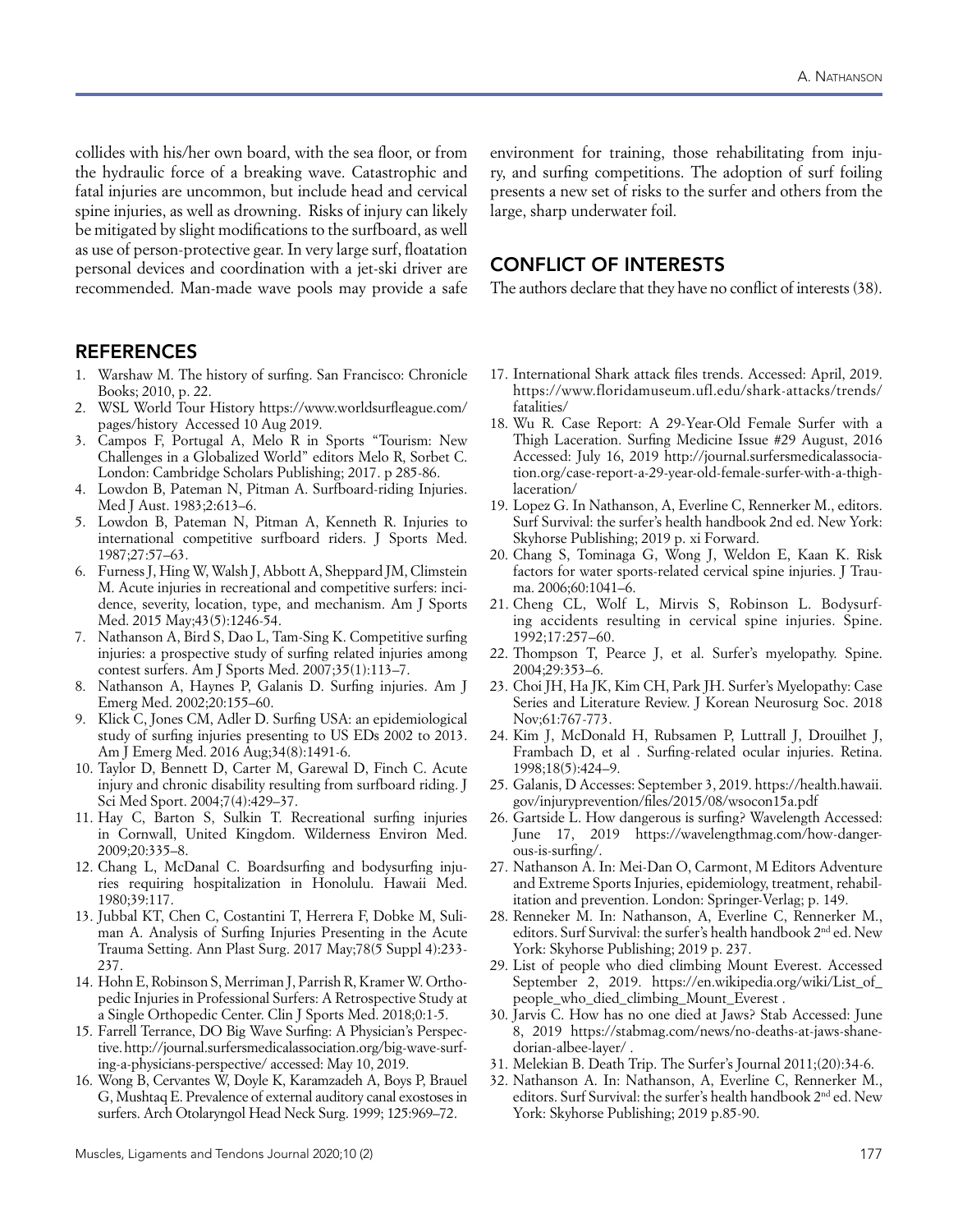collides with his/her own board, with the sea floor, or from the hydraulic force of a breaking wave. Catastrophic and fatal injuries are uncommon, but include head and cervical spine injuries, as well as drowning. Risks of injury can likely be mitigated by slight modifications to the surfboard, as well as use of person-protective gear. In very large surf, floatation personal devices and coordination with a jet-ski driver are recommended. Man-made wave pools may provide a safe environment for training, those rehabilitating from injury, and surfing competitions. The adoption of surf foiling presents a new set of risks to the surfer and others from the large, sharp underwater foil.

## CONFLICT OF INTERESTS

The authors declare that they have no conflict of interests (38).

## REFERENCES

1. Warshaw M. The history of surfing. San Francisco: Chronicle Books; 2010, p. 22.
2. WSL World Tour History https://www.worldsurfleague.com/pages/history Accessed 10 Aug 2019.
3. Campos F, Portugal A, Melo R in Sports "Tourism: New Challenges in a Globalized World" editors Melo R, Sorbet C. London: Cambridge Scholars Publishing; 2017. p 285-86.
4. Lowdon B, Pateman N, Pitman A. Surfboard-riding Injuries. Med J Aust. 1983;2:613–6.
5. Lowdon B, Pateman N, Pitman A, Kenneth R. Injuries to international competitive surfboard riders. J Sports Med. 1987;27:57–63.
6. Furness J, Hing W, Walsh J, Abbott A, Sheppard JM, Climstein M. Acute injuries in recreational and competitive surfers: incidence, severity, location, type, and mechanism. Am J Sports Med. 2015 May;43(5):1246-54.
7. Nathanson A, Bird S, Dao L, Tam-Sing K. Competitive surfing injuries: a prospective study of surfing related injuries among contest surfers. Am J Sports Med. 2007;35(1):113–7.
8. Nathanson A, Haynes P, Galanis D. Surfing injuries. Am J Emerg Med. 2002;20:155–60.
9. Klick C, Jones CM, Adler D. Surfing USA: an epidemiological study of surfing injuries presenting to US EDs 2002 to 2013. Am J Emerg Med. 2016 Aug;34(8):1491-6.
10. Taylor D, Bennett D, Carter M, Garewal D, Finch C. Acute injury and chronic disability resulting from surfboard riding. J Sci Med Sport. 2004;7(4):429–37.
11. Hay C, Barton S, Sulkin T. Recreational surfing injuries in Cornwall, United Kingdom. Wilderness Environ Med. 2009;20:335–8.
12. Chang L, McDanal C. Boardsurfing and bodysurfing injuries requiring hospitalization in Honolulu. Hawaii Med. 1980;39:117.
13. Jubbal KT, Chen C, Costantini T, Herrera F, Dobke M, Suliman A. Analysis of Surfing Injuries Presenting in the Acute Trauma Setting. Ann Plast Surg. 2017 May;78(5 Suppl 4):233-237.
14. Hohn E, Robinson S, Merriman J, Parrish R, Kramer W. Orthopedic Injuries in Professional Surfers: A Retrospective Study at a Single Orthopedic Center. Clin J Sports Med. 2018;0:1-5.
15. Farrell Terrance, DO Big Wave Surfing: A Physician's Perspective. http://journal.surfersmedicalassociation.org/big-wave-surfing-a-physicians-perspective/ accessed: May 10, 2019.
16. Wong B, Cervantes W, Doyle K, Karamzadeh A, Boys P, Brauel G, Mushtaq E. Prevalence of external auditory canal exostoses in surfers. Arch Otolaryngol Head Neck Surg. 1999; 125:969–72.
17. International Shark attack files trends. Accessed: April, 2019. https://www.floridamuseum.ufl.edu/shark-attacks/trends/fatalities/
18. Wu R. Case Report: A 29-Year-Old Female Surfer with a Thigh Laceration. Surfing Medicine Issue #29 August, 2016 Accessed: July 16, 2019 http://journal.surfersmedicalassociation.org/case-report-a-29-year-old-female-surfer-with-a-thigh-laceration/
19. Lopez G. In Nathanson, A, Everline C, Rennerker M., editors. Surf Survival: the surfer's health handbook 2nd ed. New York: Skyhorse Publishing; 2019 p. xi Forward.
20. Chang S, Tominaga G, Wong J, Weldon E, Kaan K. Risk factors for water sports-related cervical spine injuries. J Trauma. 2006;60:1041–6.
21. Cheng CL, Wolf L, Mirvis S, Robinson L. Bodysurfing accidents resulting in cervical spine injuries. Spine. 1992;17:257–60.
22. Thompson T, Pearce J, et al. Surfer's myelopathy. Spine. 2004;29:353–6.
23. Choi JH, Ha JK, Kim CH, Park JH. Surfer's Myelopathy: Case Series and Literature Review. J Korean Neurosurg Soc. 2018 Nov;61:767-773.
24. Kim J, McDonald H, Rubsamen P, Luttrall J, Drouilhet J, Frambach D, et al . Surfing-related ocular injuries. Retina. 1998;18(5):424–9.
25. Galanis, D Accesses: September 3, 2019. https://health.hawaii.gov/injuryprevention/files/2015/08/wsocon15a.pdf
26. Gartside L. How dangerous is surfing? Wavelength Accessed: June 17, 2019 https://wavelengthmag.com/how-dangerous-is-surfing/.
27. Nathanson A. In: Mei-Dan O, Carmont, M Editors Adventure and Extreme Sports Injuries, epidemiology, treatment, rehabilitation and prevention. London: Springer-Verlag; p. 149.
28. Renneker M. In: Nathanson, A, Everline C, Rennerker M., editors. Surf Survival: the surfer's health handbook 2nd ed. New York: Skyhorse Publishing; 2019 p. 237.
29. List of people who died climbing Mount Everest. Accessed September 2, 2019. https://en.wikipedia.org/wiki/List_of_people_who_died_climbing_Mount_Everest .
30. Jarvis C. How has no one died at Jaws? Stab Accessed: June 8, 2019 https://stabmag.com/news/no-deaths-at-jaws-shane-dorian-albee-layer/ .
31. Melekian B. Death Trip. The Surfer's Journal 2011;(20):34-6.
32. Nathanson A. In: Nathanson, A, Everline C, Rennerker M., editors. Surf Survival: the surfer's health handbook 2nd ed. New York: Skyhorse Publishing; 2019 p.85-90.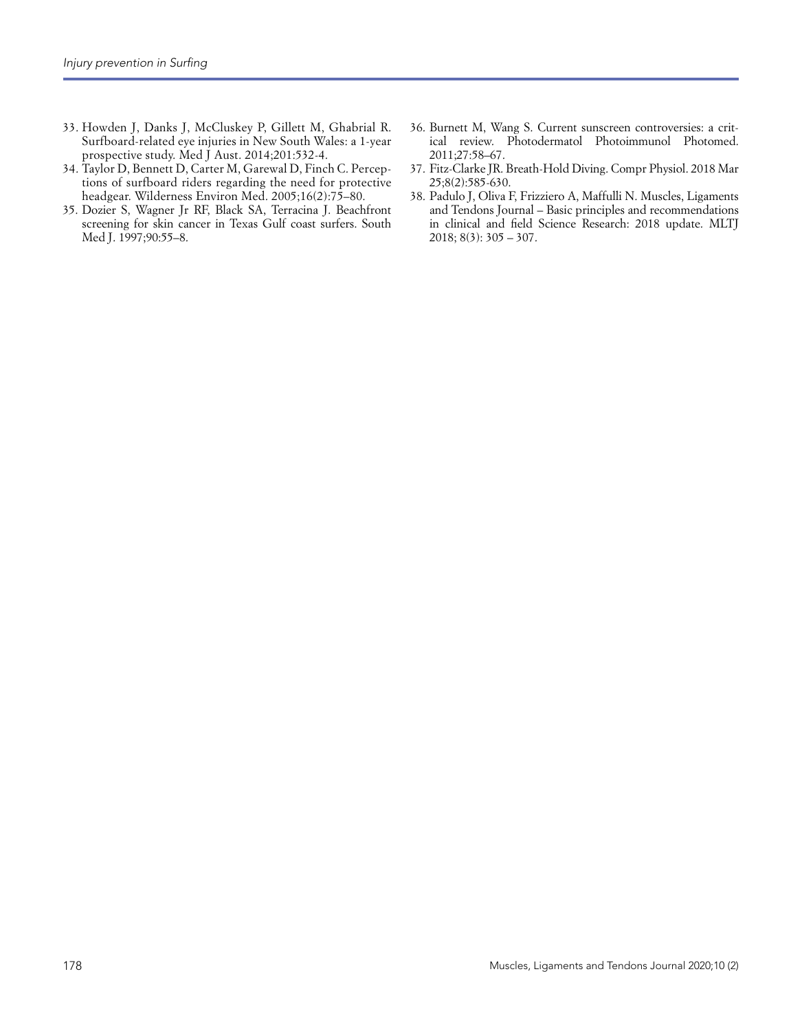33. Howden J, Danks J, McCluskey P, Gillett M, Ghabrial R. Surfboard-related eye injuries in New South Wales: a 1-year prospective study. Med J Aust. 2014;201:532-4.
34. Taylor D, Bennett D, Carter M, Garewal D, Finch C. Perceptions of surfboard riders regarding the need for protective headgear. Wilderness Environ Med. 2005;16(2):75–80.
35. Dozier S, Wagner Jr RF, Black SA, Terracina J. Beachfront screening for skin cancer in Texas Gulf coast surfers. South Med J. 1997;90:55–8.
36. Burnett M, Wang S. Current sunscreen controversies: a critical review. Photodermatol Photoimmunol Photomed. 2011;27:58–67.
37. Fitz-Clarke JR. Breath-Hold Diving. Compr Physiol. 2018 Mar 25;8(2):585-630.
38. Padulo J, Oliva F, Frizziero A, Maffulli N. Muscles, Ligaments and Tendons Journal – Basic principles and recommendations in clinical and field Science Research: 2018 update. MLTJ 2018; 8(3): 305 – 307.